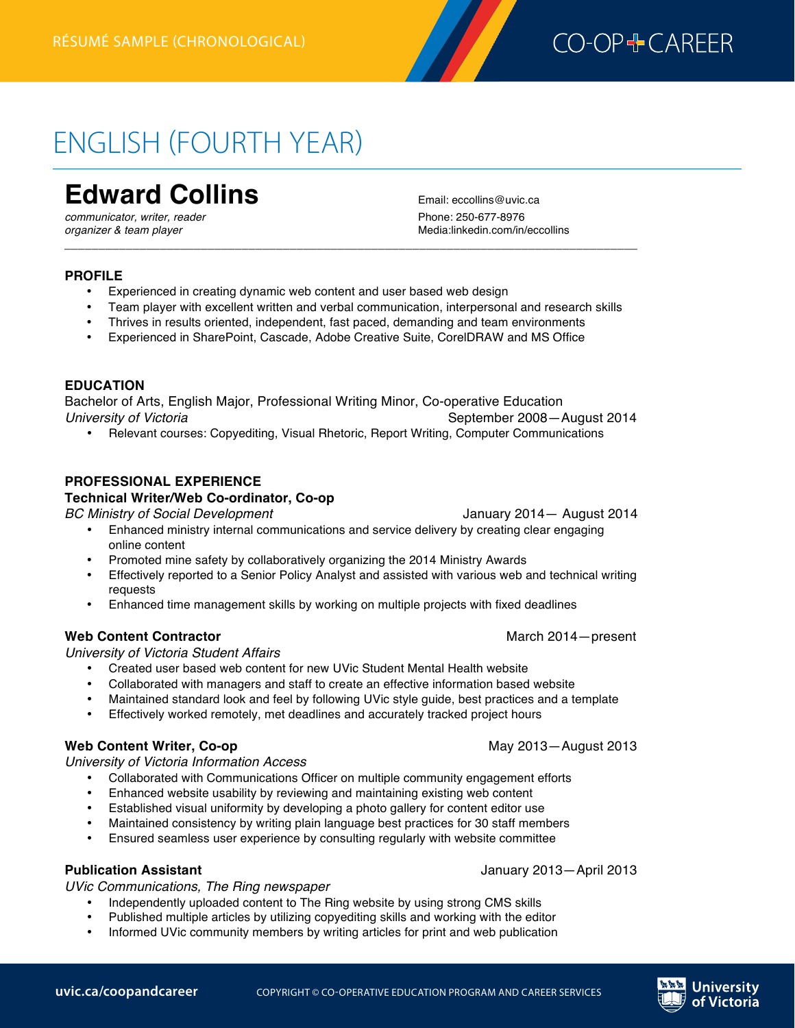RÉSUMÉ SAMPLE (CHRONOLOGICAL)

CO-OP + CAREER

# ENGLISH (FOURTH YEAR)

## Edward Collins

*communicator, writer, reader*
*organizer & team player*

Email: eccollins@uvic.ca
Phone: 250-677-8976
Media:linkedin.com/in/eccollins

---

### PROFILE

- Experienced in creating dynamic web content and user based web design
- Team player with excellent written and verbal communication, interpersonal and research skills
- Thrives in results oriented, independent, fast paced, demanding and team environments
- Experienced in SharePoint, Cascade, Adobe Creative Suite, CorelDRAW and MS Office

### EDUCATION

Bachelor of Arts, English Major, Professional Writing Minor, Co-operative Education
*University of Victoria* — September 2008—August 2014

- Relevant courses: Copyediting, Visual Rhetoric, Report Writing, Computer Communications

### PROFESSIONAL EXPERIENCE

**Technical Writer/Web Co-ordinator, Co-op**
*BC Ministry of Social Development* — January 2014— August 2014

- Enhanced ministry internal communications and service delivery by creating clear engaging online content
- Promoted mine safety by collaboratively organizing the 2014 Ministry Awards
- Effectively reported to a Senior Policy Analyst and assisted with various web and technical writing requests
- Enhanced time management skills by working on multiple projects with fixed deadlines

**Web Content Contractor** — March 2014—present
*University of Victoria Student Affairs*

- Created user based web content for new UVic Student Mental Health website
- Collaborated with managers and staff to create an effective information based website
- Maintained standard look and feel by following UVic style guide, best practices and a template
- Effectively worked remotely, met deadlines and accurately tracked project hours

**Web Content Writer, Co-op** — May 2013—August 2013
*University of Victoria Information Access*

- Collaborated with Communications Officer on multiple community engagement efforts
- Enhanced website usability by reviewing and maintaining existing web content
- Established visual uniformity by developing a photo gallery for content editor use
- Maintained consistency by writing plain language best practices for 30 staff members
- Ensured seamless user experience by consulting regularly with website committee

**Publication Assistant** — January 2013—April 2013
*UVic Communications, The Ring newspaper*

- Independently uploaded content to The Ring website by using strong CMS skills
- Published multiple articles by utilizing copyediting skills and working with the editor
- Informed UVic community members by writing articles for print and web publication

uvic.ca/coopandcareer — COPYRIGHT © CO-OPERATIVE EDUCATION PROGRAM AND CAREER SERVICES — University of Victoria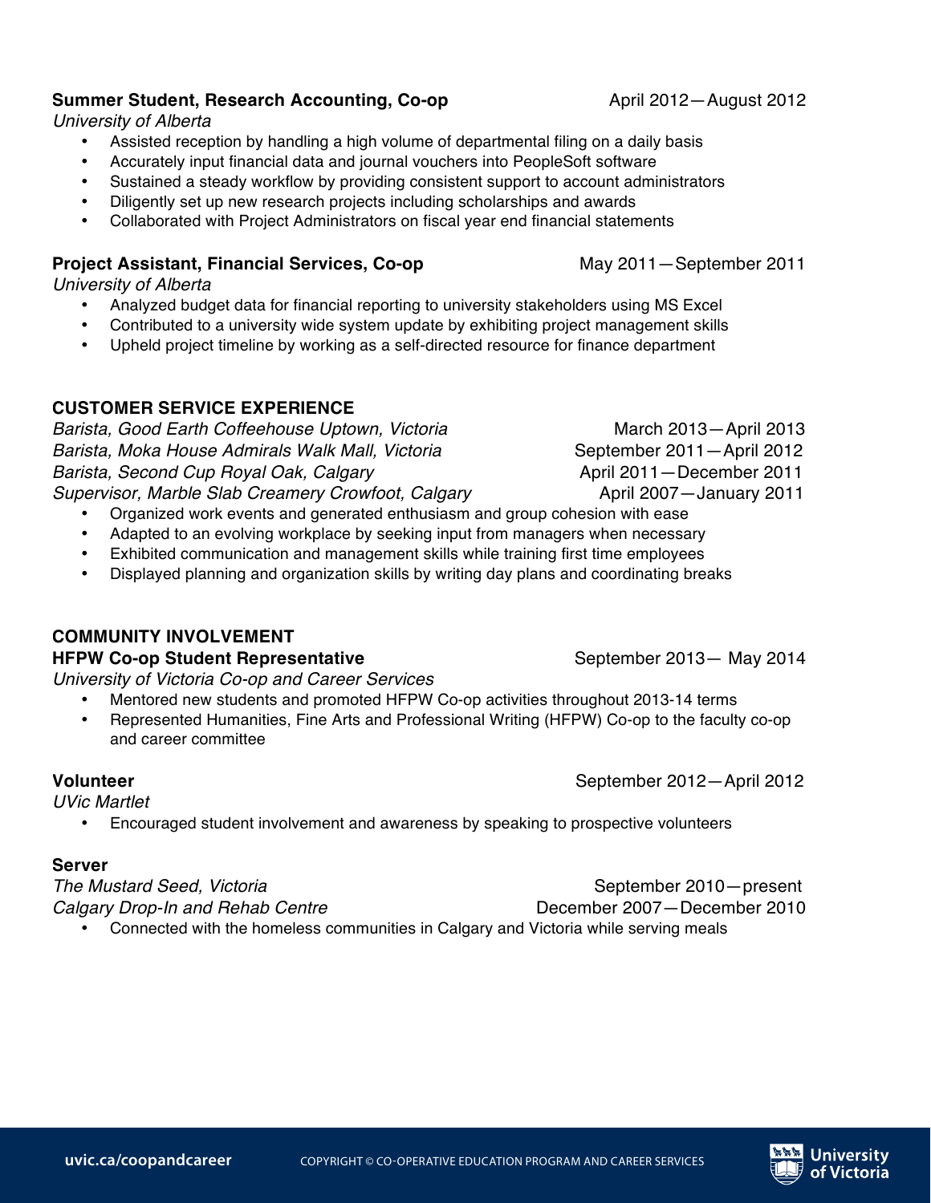**Summer Student, Research Accounting, Co-op** April 2012—August 2012
*University of Alberta*

- Assisted reception by handling a high volume of departmental filing on a daily basis
- Accurately input financial data and journal vouchers into PeopleSoft software
- Sustained a steady workflow by providing consistent support to account administrators
- Diligently set up new research projects including scholarships and awards
- Collaborated with Project Administrators on fiscal year end financial statements

**Project Assistant, Financial Services, Co-op** May 2011—September 2011
*University of Alberta*

- Analyzed budget data for financial reporting to university stakeholders using MS Excel
- Contributed to a university wide system update by exhibiting project management skills
- Upheld project timeline by working as a self-directed resource for finance department

## CUSTOMER SERVICE EXPERIENCE

*Barista, Good Earth Coffeehouse Uptown, Victoria* March 2013—April 2013
*Barista, Moka House Admirals Walk Mall, Victoria* September 2011—April 2012
*Barista, Second Cup Royal Oak, Calgary* April 2011—December 2011
*Supervisor, Marble Slab Creamery Crowfoot, Calgary* April 2007—January 2011

- Organized work events and generated enthusiasm and group cohesion with ease
- Adapted to an evolving workplace by seeking input from managers when necessary
- Exhibited communication and management skills while training first time employees
- Displayed planning and organization skills by writing day plans and coordinating breaks

## COMMUNITY INVOLVEMENT

**HFPW Co-op Student Representative** September 2013— May 2014
*University of Victoria Co-op and Career Services*

- Mentored new students and promoted HFPW Co-op activities throughout 2013-14 terms
- Represented Humanities, Fine Arts and Professional Writing (HFPW) Co-op to the faculty co-op and career committee

**Volunteer** September 2012—April 2012
*UVic Martlet*

- Encouraged student involvement and awareness by speaking to prospective volunteers

**Server**
*The Mustard Seed, Victoria* September 2010—present
*Calgary Drop-In and Rehab Centre* December 2007—December 2010

- Connected with the homeless communities in Calgary and Victoria while serving meals